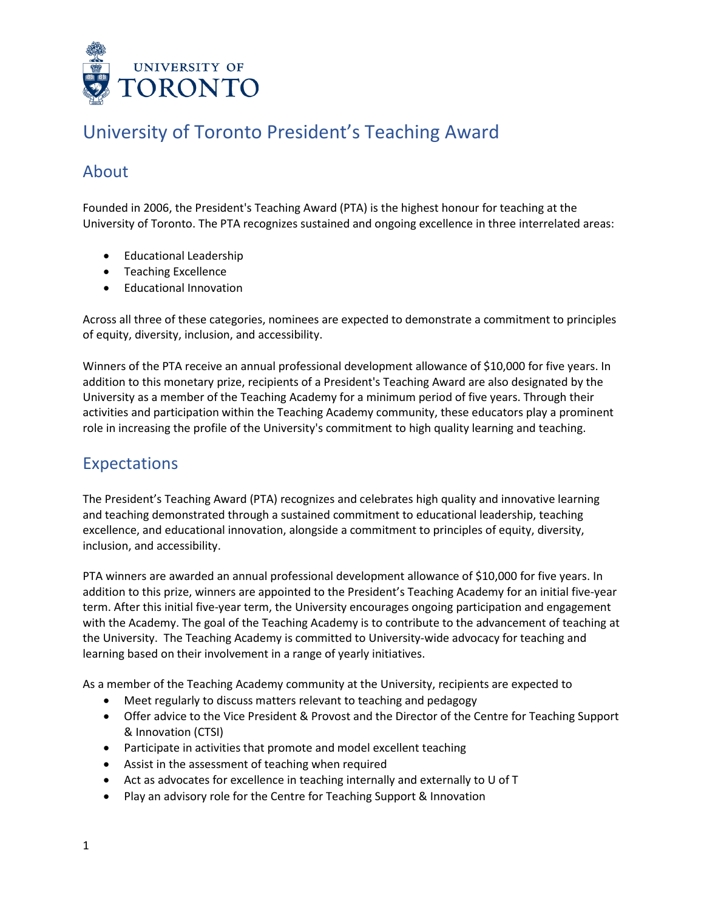# University of Toronto President's Teaching Award

## About

Founded in 2006, the President's Teaching Award (PTA) is the highest honour for teaching at the University of Toronto. The PTA recognizes sustained and ongoing excellence in three interrelated areas:

- Educational Leadership
- Teaching Excellence
- Educational Innovation

Across all three of these categories, nominees are expected to demonstrate a commitment to principles of equity, diversity, inclusion, and accessibility.

Winners of the PTA receive an annual professional development allowance of $10,000 for five years. In addition to this monetary prize, recipients of a President's Teaching Award are also designated by the University as a member of the Teaching Academy for a minimum period of five years. Through their activities and participation within the Teaching Academy community, these educators play a prominent role in increasing the profile of the University's commitment to high quality learning and teaching.

## Expectations

The President's Teaching Award (PTA) recognizes and celebrates high quality and innovative learning and teaching demonstrated through a sustained commitment to educational leadership, teaching excellence, and educational innovation, alongside a commitment to principles of equity, diversity, inclusion, and accessibility.

PTA winners are awarded an annual professional development allowance of $10,000 for five years. In addition to this prize, winners are appointed to the President's Teaching Academy for an initial five-year term. After this initial five-year term, the University encourages ongoing participation and engagement with the Academy. The goal of the Teaching Academy is to contribute to the advancement of teaching at the University. The Teaching Academy is committed to University-wide advocacy for teaching and learning based on their involvement in a range of yearly initiatives.

As a member of the Teaching Academy community at the University, recipients are expected to

- Meet regularly to discuss matters relevant to teaching and pedagogy
- Offer advice to the Vice President & Provost and the Director of the Centre for Teaching Support & Innovation (CTSI)
- Participate in activities that promote and model excellent teaching
- Assist in the assessment of teaching when required
- Act as advocates for excellence in teaching internally and externally to U of T
- Play an advisory role for the Centre for Teaching Support & Innovation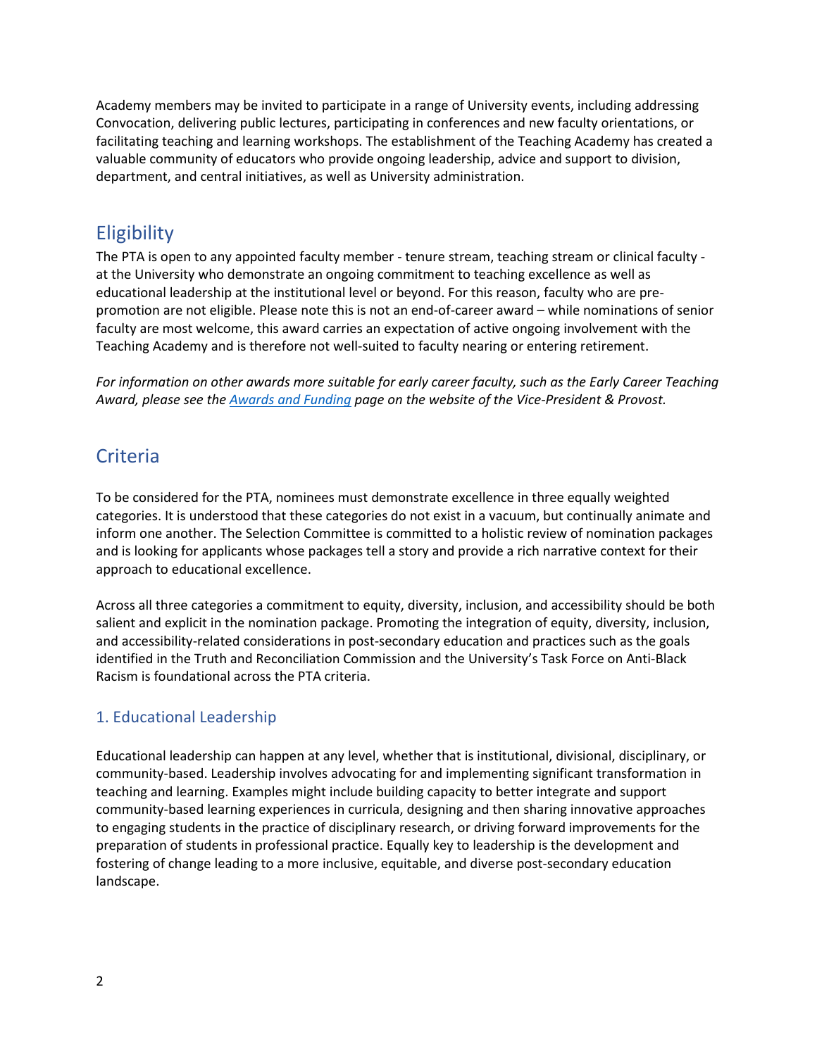Academy members may be invited to participate in a range of University events, including addressing Convocation, delivering public lectures, participating in conferences and new faculty orientations, or facilitating teaching and learning workshops. The establishment of the Teaching Academy has created a valuable community of educators who provide ongoing leadership, advice and support to division, department, and central initiatives, as well as University administration.

## Eligibility

The PTA is open to any appointed faculty member - tenure stream, teaching stream or clinical faculty - at the University who demonstrate an ongoing commitment to teaching excellence as well as educational leadership at the institutional level or beyond. For this reason, faculty who are pre-promotion are not eligible. Please note this is not an end-of-career award – while nominations of senior faculty are most welcome, this award carries an expectation of active ongoing involvement with the Teaching Academy and is therefore not well-suited to faculty nearing or entering retirement.

*For information on other awards more suitable for early career faculty, such as the Early Career Teaching Award, please see the [Awards and Funding]() page on the website of the Vice-President & Provost.*

## Criteria

To be considered for the PTA, nominees must demonstrate excellence in three equally weighted categories. It is understood that these categories do not exist in a vacuum, but continually animate and inform one another. The Selection Committee is committed to a holistic review of nomination packages and is looking for applicants whose packages tell a story and provide a rich narrative context for their approach to educational excellence.

Across all three categories a commitment to equity, diversity, inclusion, and accessibility should be both salient and explicit in the nomination package. Promoting the integration of equity, diversity, inclusion, and accessibility-related considerations in post-secondary education and practices such as the goals identified in the Truth and Reconciliation Commission and the University's Task Force on Anti-Black Racism is foundational across the PTA criteria.

### 1. Educational Leadership

Educational leadership can happen at any level, whether that is institutional, divisional, disciplinary, or community-based. Leadership involves advocating for and implementing significant transformation in teaching and learning. Examples might include building capacity to better integrate and support community-based learning experiences in curricula, designing and then sharing innovative approaches to engaging students in the practice of disciplinary research, or driving forward improvements for the preparation of students in professional practice. Equally key to leadership is the development and fostering of change leading to a more inclusive, equitable, and diverse post-secondary education landscape.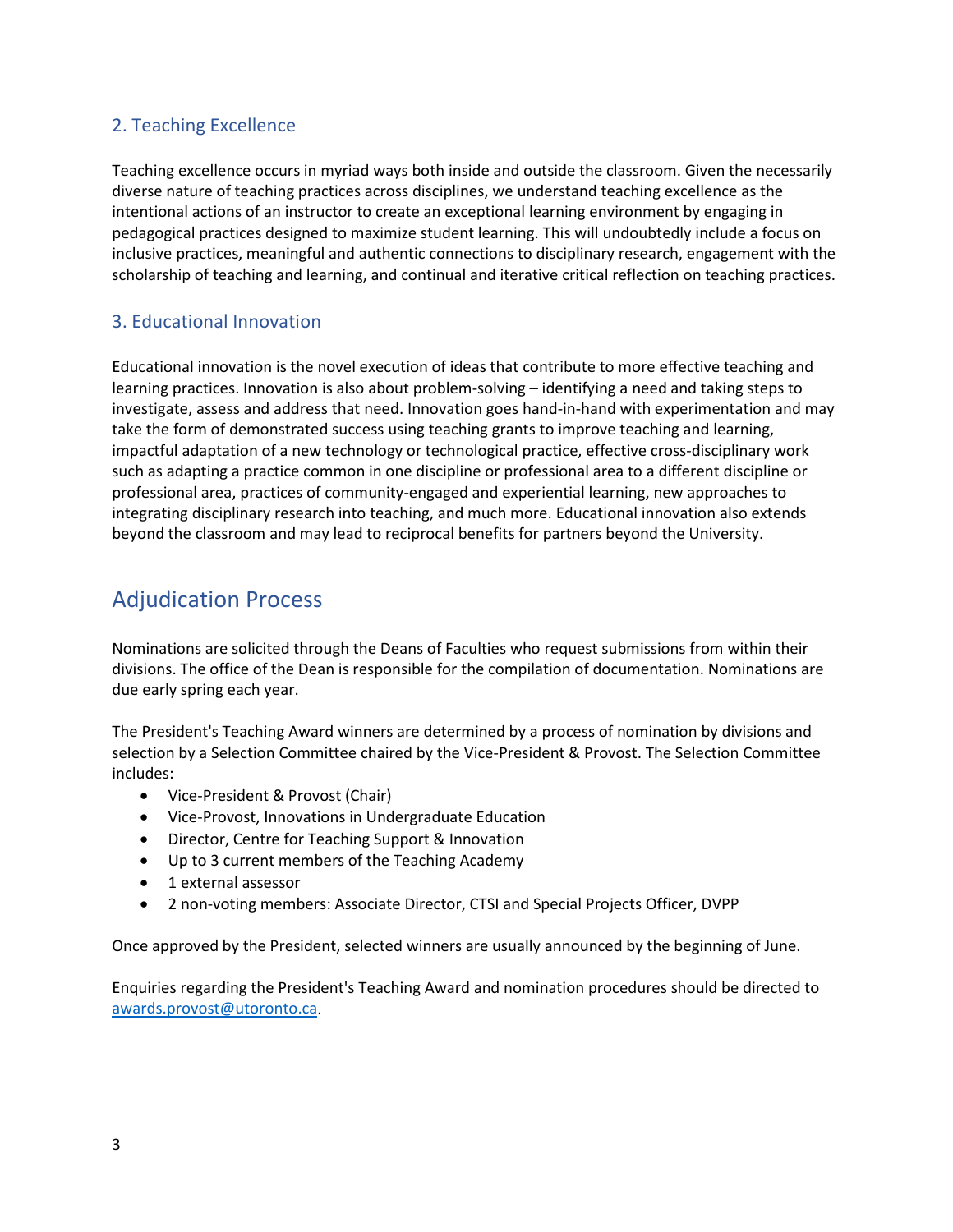### 2. Teaching Excellence

Teaching excellence occurs in myriad ways both inside and outside the classroom. Given the necessarily diverse nature of teaching practices across disciplines, we understand teaching excellence as the intentional actions of an instructor to create an exceptional learning environment by engaging in pedagogical practices designed to maximize student learning. This will undoubtedly include a focus on inclusive practices, meaningful and authentic connections to disciplinary research, engagement with the scholarship of teaching and learning, and continual and iterative critical reflection on teaching practices.

### 3. Educational Innovation

Educational innovation is the novel execution of ideas that contribute to more effective teaching and learning practices. Innovation is also about problem-solving – identifying a need and taking steps to investigate, assess and address that need. Innovation goes hand-in-hand with experimentation and may take the form of demonstrated success using teaching grants to improve teaching and learning, impactful adaptation of a new technology or technological practice, effective cross-disciplinary work such as adapting a practice common in one discipline or professional area to a different discipline or professional area, practices of community-engaged and experiential learning, new approaches to integrating disciplinary research into teaching, and much more. Educational innovation also extends beyond the classroom and may lead to reciprocal benefits for partners beyond the University.

## Adjudication Process

Nominations are solicited through the Deans of Faculties who request submissions from within their divisions. The office of the Dean is responsible for the compilation of documentation. Nominations are due early spring each year.

The President's Teaching Award winners are determined by a process of nomination by divisions and selection by a Selection Committee chaired by the Vice-President & Provost. The Selection Committee includes:

- Vice-President & Provost (Chair)
- Vice-Provost, Innovations in Undergraduate Education
- Director, Centre for Teaching Support & Innovation
- Up to 3 current members of the Teaching Academy
- 1 external assessor
- 2 non-voting members: Associate Director, CTSI and Special Projects Officer, DVPP

Once approved by the President, selected winners are usually announced by the beginning of June.

Enquiries regarding the President's Teaching Award and nomination procedures should be directed to awards.provost@utoronto.ca.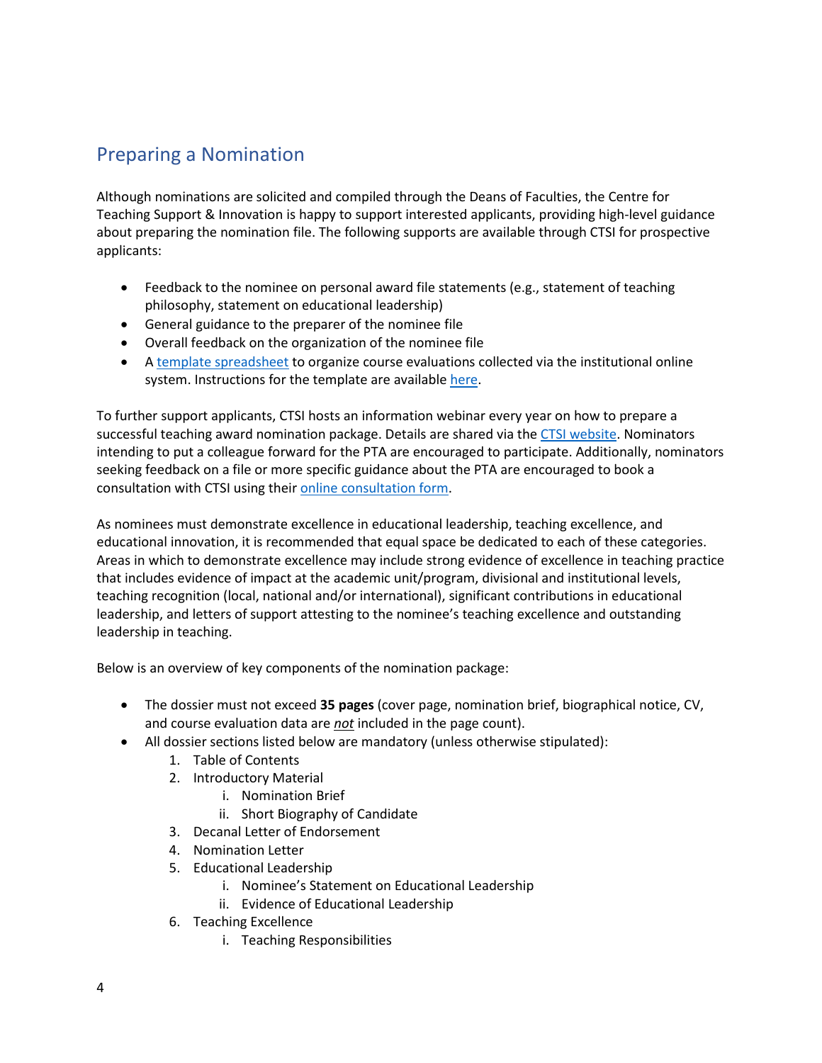## Preparing a Nomination

Although nominations are solicited and compiled through the Deans of Faculties, the Centre for Teaching Support & Innovation is happy to support interested applicants, providing high-level guidance about preparing the nomination file. The following supports are available through CTSI for prospective applicants:

- Feedback to the nominee on personal award file statements (e.g., statement of teaching philosophy, statement on educational leadership)
- General guidance to the preparer of the nominee file
- Overall feedback on the organization of the nominee file
- A template spreadsheet to organize course evaluations collected via the institutional online system. Instructions for the template are available here.

To further support applicants, CTSI hosts an information webinar every year on how to prepare a successful teaching award nomination package. Details are shared via the CTSI website. Nominators intending to put a colleague forward for the PTA are encouraged to participate. Additionally, nominators seeking feedback on a file or more specific guidance about the PTA are encouraged to book a consultation with CTSI using their online consultation form.

As nominees must demonstrate excellence in educational leadership, teaching excellence, and educational innovation, it is recommended that equal space be dedicated to each of these categories. Areas in which to demonstrate excellence may include strong evidence of excellence in teaching practice that includes evidence of impact at the academic unit/program, divisional and institutional levels, teaching recognition (local, national and/or international), significant contributions in educational leadership, and letters of support attesting to the nominee's teaching excellence and outstanding leadership in teaching.

Below is an overview of key components of the nomination package:

- The dossier must not exceed **35 pages** (cover page, nomination brief, biographical notice, CV, and course evaluation data are ***not*** included in the page count).
- All dossier sections listed below are mandatory (unless otherwise stipulated):
    1. Table of Contents
    2. Introductory Material
        i. Nomination Brief
        ii. Short Biography of Candidate
    3. Decanal Letter of Endorsement
    4. Nomination Letter
    5. Educational Leadership
        i. Nominee's Statement on Educational Leadership
        ii. Evidence of Educational Leadership
    6. Teaching Excellence
        i. Teaching Responsibilities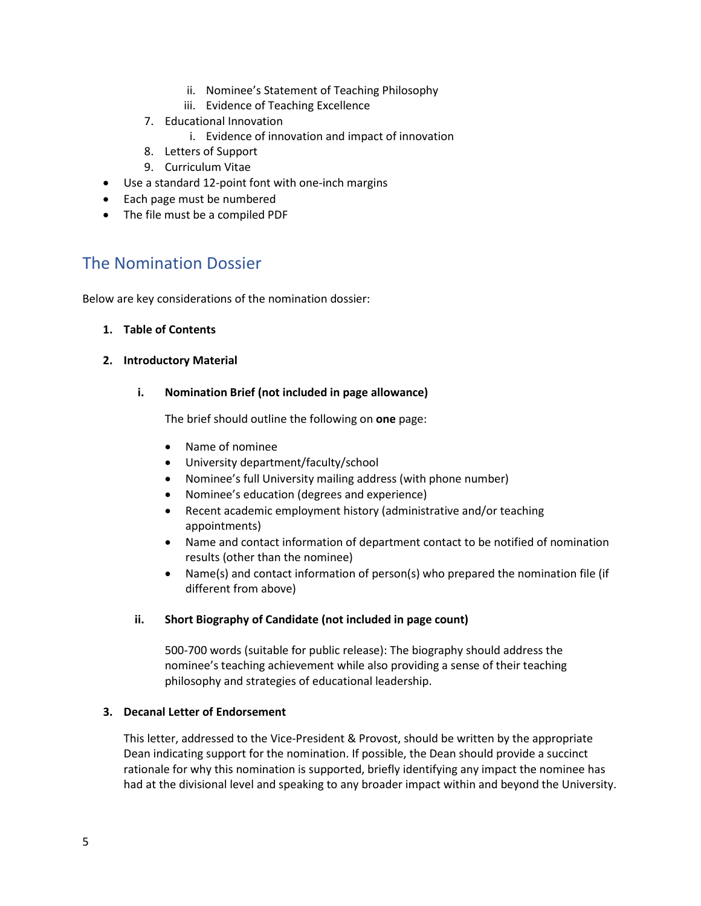ii. Nominee's Statement of Teaching Philosophy
   iii. Evidence of Teaching Excellence
7. Educational Innovation
   i. Evidence of innovation and impact of innovation
8. Letters of Support
9. Curriculum Vitae

- Use a standard 12-point font with one-inch margins
- Each page must be numbered
- The file must be a compiled PDF

## The Nomination Dossier

Below are key considerations of the nomination dossier:

**1. Table of Contents**

**2. Introductory Material**

**i. Nomination Brief (not included in page allowance)**

The brief should outline the following on **one** page:

- Name of nominee
- University department/faculty/school
- Nominee's full University mailing address (with phone number)
- Nominee's education (degrees and experience)
- Recent academic employment history (administrative and/or teaching appointments)
- Name and contact information of department contact to be notified of nomination results (other than the nominee)
- Name(s) and contact information of person(s) who prepared the nomination file (if different from above)

**ii. Short Biography of Candidate (not included in page count)**

500-700 words (suitable for public release): The biography should address the nominee's teaching achievement while also providing a sense of their teaching philosophy and strategies of educational leadership.

**3. Decanal Letter of Endorsement**

This letter, addressed to the Vice-President & Provost, should be written by the appropriate Dean indicating support for the nomination. If possible, the Dean should provide a succinct rationale for why this nomination is supported, briefly identifying any impact the nominee has had at the divisional level and speaking to any broader impact within and beyond the University.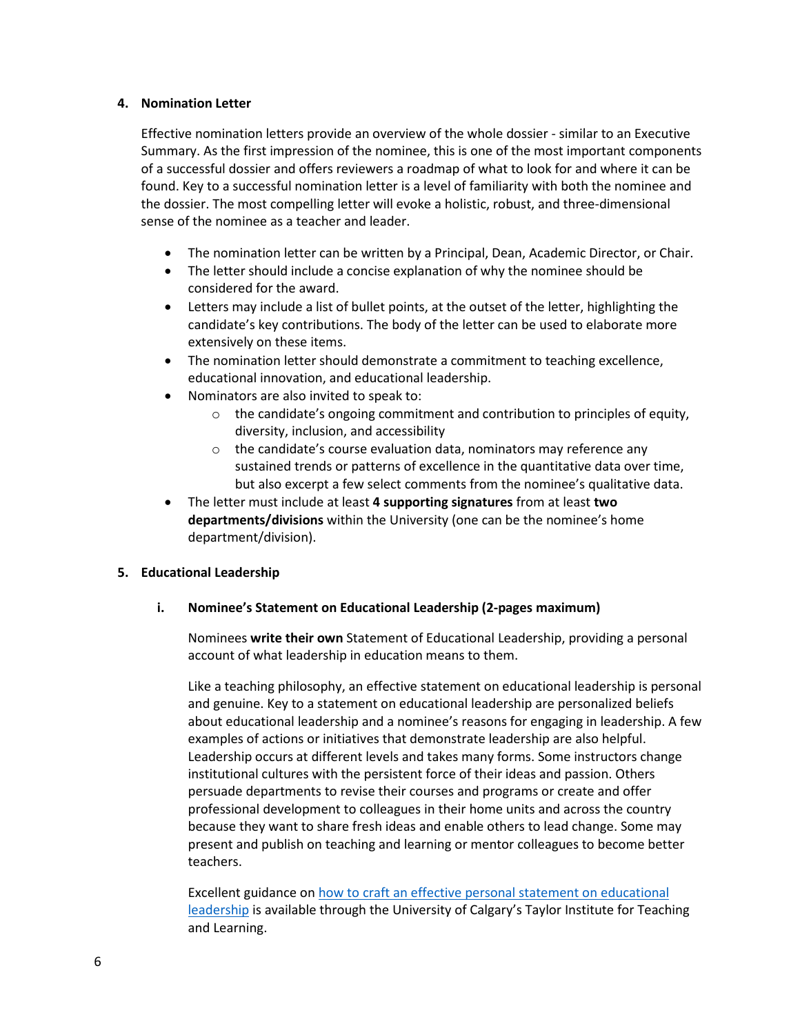## 4. Nomination Letter

Effective nomination letters provide an overview of the whole dossier - similar to an Executive Summary. As the first impression of the nominee, this is one of the most important components of a successful dossier and offers reviewers a roadmap of what to look for and where it can be found. Key to a successful nomination letter is a level of familiarity with both the nominee and the dossier. The most compelling letter will evoke a holistic, robust, and three-dimensional sense of the nominee as a teacher and leader.

- The nomination letter can be written by a Principal, Dean, Academic Director, or Chair.
- The letter should include a concise explanation of why the nominee should be considered for the award.
- Letters may include a list of bullet points, at the outset of the letter, highlighting the candidate's key contributions. The body of the letter can be used to elaborate more extensively on these items.
- The nomination letter should demonstrate a commitment to teaching excellence, educational innovation, and educational leadership.
- Nominators are also invited to speak to:
  - the candidate's ongoing commitment and contribution to principles of equity, diversity, inclusion, and accessibility
  - the candidate's course evaluation data, nominators may reference any sustained trends or patterns of excellence in the quantitative data over time, but also excerpt a few select comments from the nominee's qualitative data.
- The letter must include at least **4 supporting signatures** from at least **two departments/divisions** within the University (one can be the nominee's home department/division).

## 5. Educational Leadership

### i. Nominee's Statement on Educational Leadership (2-pages maximum)

Nominees **write their own** Statement of Educational Leadership, providing a personal account of what leadership in education means to them.

Like a teaching philosophy, an effective statement on educational leadership is personal and genuine. Key to a statement on educational leadership are personalized beliefs about educational leadership and a nominee's reasons for engaging in leadership. A few examples of actions or initiatives that demonstrate leadership are also helpful. Leadership occurs at different levels and takes many forms. Some instructors change institutional cultures with the persistent force of their ideas and passion. Others persuade departments to revise their courses and programs or create and offer professional development to colleagues in their home units and across the country because they want to share fresh ideas and enable others to lead change. Some may present and publish on teaching and learning or mentor colleagues to become better teachers.

Excellent guidance on how to craft an effective personal statement on educational leadership is available through the University of Calgary's Taylor Institute for Teaching and Learning.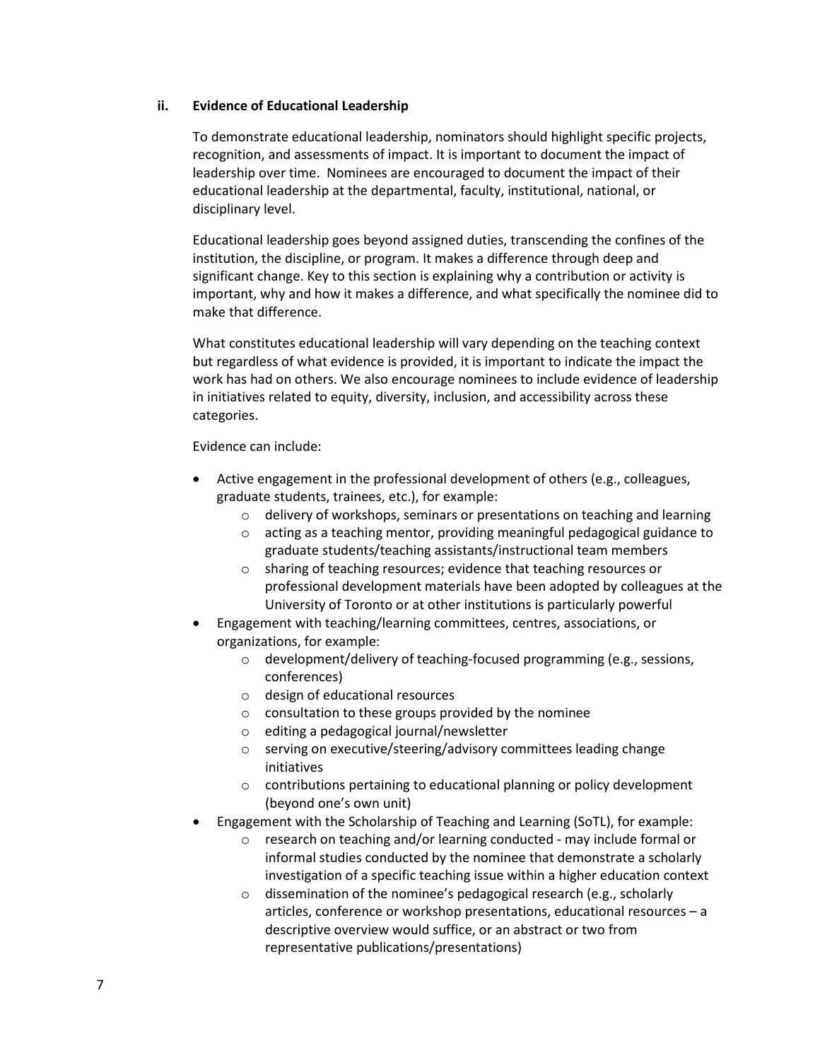### ii. Evidence of Educational Leadership

To demonstrate educational leadership, nominators should highlight specific projects, recognition, and assessments of impact. It is important to document the impact of leadership over time. Nominees are encouraged to document the impact of their educational leadership at the departmental, faculty, institutional, national, or disciplinary level.

Educational leadership goes beyond assigned duties, transcending the confines of the institution, the discipline, or program. It makes a difference through deep and significant change. Key to this section is explaining why a contribution or activity is important, why and how it makes a difference, and what specifically the nominee did to make that difference.

What constitutes educational leadership will vary depending on the teaching context but regardless of what evidence is provided, it is important to indicate the impact the work has had on others. We also encourage nominees to include evidence of leadership in initiatives related to equity, diversity, inclusion, and accessibility across these categories.

Evidence can include:

- Active engagement in the professional development of others (e.g., colleagues, graduate students, trainees, etc.), for example:
    - delivery of workshops, seminars or presentations on teaching and learning
    - acting as a teaching mentor, providing meaningful pedagogical guidance to graduate students/teaching assistants/instructional team members
    - sharing of teaching resources; evidence that teaching resources or professional development materials have been adopted by colleagues at the University of Toronto or at other institutions is particularly powerful
- Engagement with teaching/learning committees, centres, associations, or organizations, for example:
    - development/delivery of teaching-focused programming (e.g., sessions, conferences)
    - design of educational resources
    - consultation to these groups provided by the nominee
    - editing a pedagogical journal/newsletter
    - serving on executive/steering/advisory committees leading change initiatives
    - contributions pertaining to educational planning or policy development (beyond one's own unit)
- Engagement with the Scholarship of Teaching and Learning (SoTL), for example:
    - research on teaching and/or learning conducted - may include formal or informal studies conducted by the nominee that demonstrate a scholarly investigation of a specific teaching issue within a higher education context
    - dissemination of the nominee's pedagogical research (e.g., scholarly articles, conference or workshop presentations, educational resources – a descriptive overview would suffice, or an abstract or two from representative publications/presentations)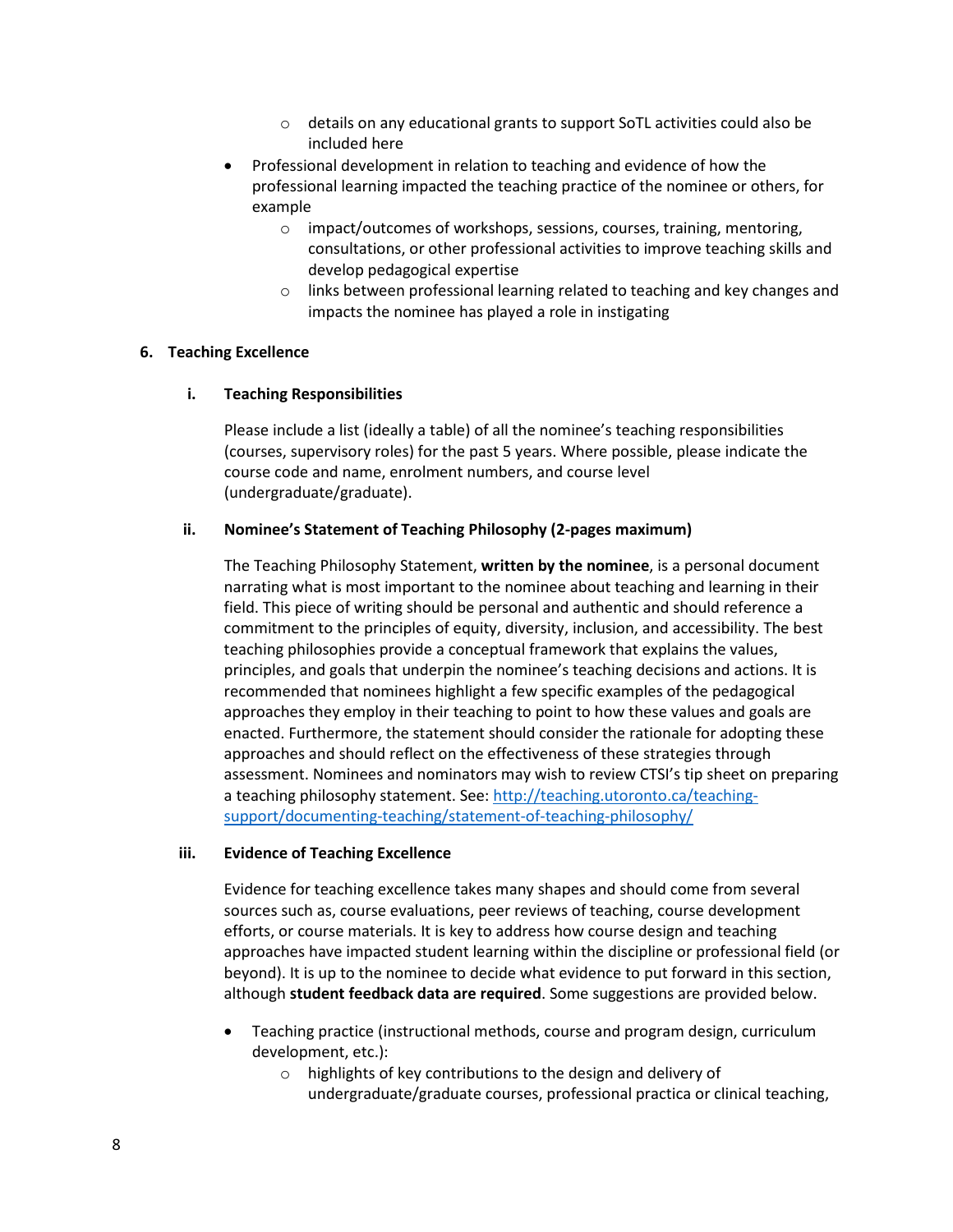- details on any educational grants to support SoTL activities could also be included here
- Professional development in relation to teaching and evidence of how the professional learning impacted the teaching practice of the nominee or others, for example
    - impact/outcomes of workshops, sessions, courses, training, mentoring, consultations, or other professional activities to improve teaching skills and develop pedagogical expertise
    - links between professional learning related to teaching and key changes and impacts the nominee has played a role in instigating

## 6. Teaching Excellence

### i. Teaching Responsibilities

Please include a list (ideally a table) of all the nominee's teaching responsibilities (courses, supervisory roles) for the past 5 years. Where possible, please indicate the course code and name, enrolment numbers, and course level (undergraduate/graduate).

### ii. Nominee's Statement of Teaching Philosophy (2-pages maximum)

The Teaching Philosophy Statement, **written by the nominee**, is a personal document narrating what is most important to the nominee about teaching and learning in their field. This piece of writing should be personal and authentic and should reference a commitment to the principles of equity, diversity, inclusion, and accessibility. The best teaching philosophies provide a conceptual framework that explains the values, principles, and goals that underpin the nominee's teaching decisions and actions. It is recommended that nominees highlight a few specific examples of the pedagogical approaches they employ in their teaching to point to how these values and goals are enacted. Furthermore, the statement should consider the rationale for adopting these approaches and should reflect on the effectiveness of these strategies through assessment. Nominees and nominators may wish to review CTSI's tip sheet on preparing a teaching philosophy statement. See: [http://teaching.utoronto.ca/teaching-support/documenting-teaching/statement-of-teaching-philosophy/](http://teaching.utoronto.ca/teaching-support/documenting-teaching/statement-of-teaching-philosophy/)

### iii. Evidence of Teaching Excellence

Evidence for teaching excellence takes many shapes and should come from several sources such as, course evaluations, peer reviews of teaching, course development efforts, or course materials. It is key to address how course design and teaching approaches have impacted student learning within the discipline or professional field (or beyond). It is up to the nominee to decide what evidence to put forward in this section, although **student feedback data are required**. Some suggestions are provided below.

- Teaching practice (instructional methods, course and program design, curriculum development, etc.):
    - highlights of key contributions to the design and delivery of undergraduate/graduate courses, professional practica or clinical teaching,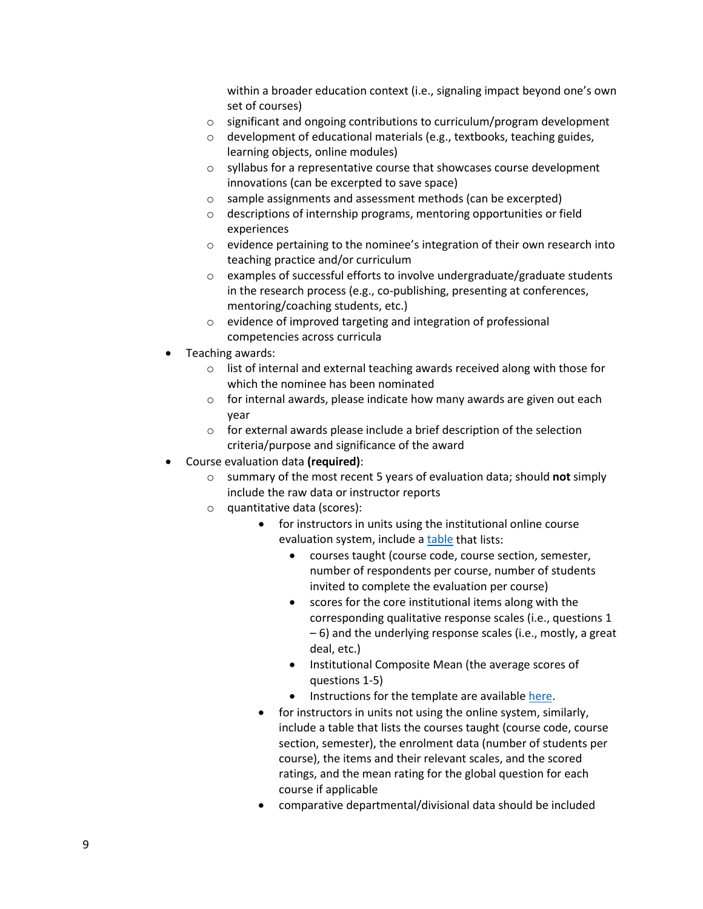- within a broader education context (i.e., signaling impact beyond one's own set of courses)
    - significant and ongoing contributions to curriculum/program development
    - development of educational materials (e.g., textbooks, teaching guides, learning objects, online modules)
    - syllabus for a representative course that showcases course development innovations (can be excerpted to save space)
    - sample assignments and assessment methods (can be excerpted)
    - descriptions of internship programs, mentoring opportunities or field experiences
    - evidence pertaining to the nominee's integration of their own research into teaching practice and/or curriculum
    - examples of successful efforts to involve undergraduate/graduate students in the research process (e.g., co-publishing, presenting at conferences, mentoring/coaching students, etc.)
    - evidence of improved targeting and integration of professional competencies across curricula
- Teaching awards:
    - list of internal and external teaching awards received along with those for which the nominee has been nominated
    - for internal awards, please indicate how many awards are given out each year
    - for external awards please include a brief description of the selection criteria/purpose and significance of the award
- Course evaluation data **(required)**:
    - summary of the most recent 5 years of evaluation data; should **not** simply include the raw data or instructor reports
    - quantitative data (scores):
        - for instructors in units using the institutional online course evaluation system, include a table that lists:
            - courses taught (course code, course section, semester, number of respondents per course, number of students invited to complete the evaluation per course)
            - scores for the core institutional items along with the corresponding qualitative response scales (i.e., questions 1 – 6) and the underlying response scales (i.e., mostly, a great deal, etc.)
            - Institutional Composite Mean (the average scores of questions 1-5)
            - Instructions for the template are available here.
        - for instructors in units not using the online system, similarly, include a table that lists the courses taught (course code, course section, semester), the enrolment data (number of students per course), the items and their relevant scales, and the scored ratings, and the mean rating for the global question for each course if applicable
        - comparative departmental/divisional data should be included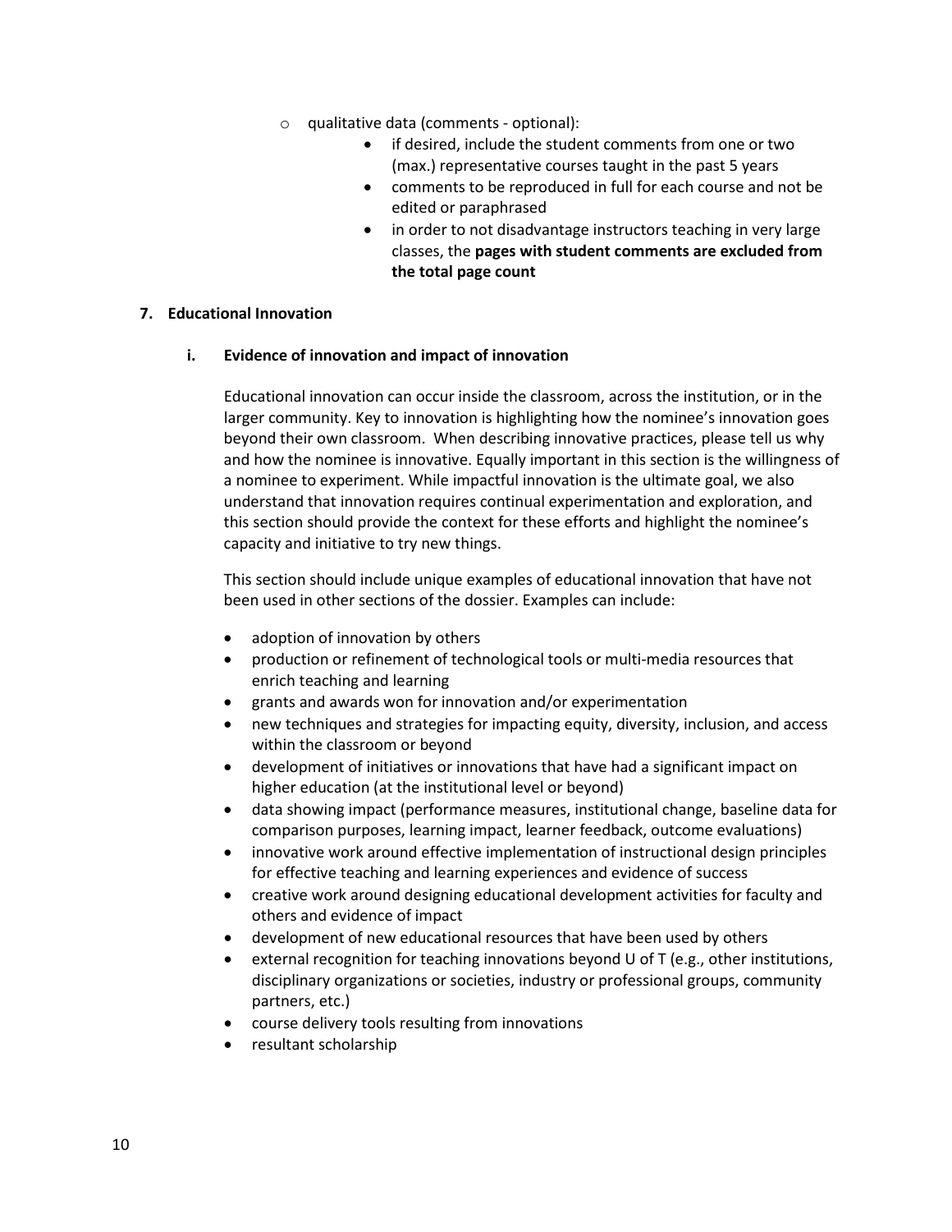- qualitative data (comments - optional):
  - if desired, include the student comments from one or two (max.) representative courses taught in the past 5 years
  - comments to be reproduced in full for each course and not be edited or paraphrased
  - in order to not disadvantage instructors teaching in very large classes, the **pages with student comments are excluded from the total page count**

## 7. Educational Innovation

### i. Evidence of innovation and impact of innovation

Educational innovation can occur inside the classroom, across the institution, or in the larger community. Key to innovation is highlighting how the nominee's innovation goes beyond their own classroom. When describing innovative practices, please tell us why and how the nominee is innovative. Equally important in this section is the willingness of a nominee to experiment. While impactful innovation is the ultimate goal, we also understand that innovation requires continual experimentation and exploration, and this section should provide the context for these efforts and highlight the nominee's capacity and initiative to try new things.

This section should include unique examples of educational innovation that have not been used in other sections of the dossier. Examples can include:

- adoption of innovation by others
- production or refinement of technological tools or multi-media resources that enrich teaching and learning
- grants and awards won for innovation and/or experimentation
- new techniques and strategies for impacting equity, diversity, inclusion, and access within the classroom or beyond
- development of initiatives or innovations that have had a significant impact on higher education (at the institutional level or beyond)
- data showing impact (performance measures, institutional change, baseline data for comparison purposes, learning impact, learner feedback, outcome evaluations)
- innovative work around effective implementation of instructional design principles for effective teaching and learning experiences and evidence of success
- creative work around designing educational development activities for faculty and others and evidence of impact
- development of new educational resources that have been used by others
- external recognition for teaching innovations beyond U of T (e.g., other institutions, disciplinary organizations or societies, industry or professional groups, community partners, etc.)
- course delivery tools resulting from innovations
- resultant scholarship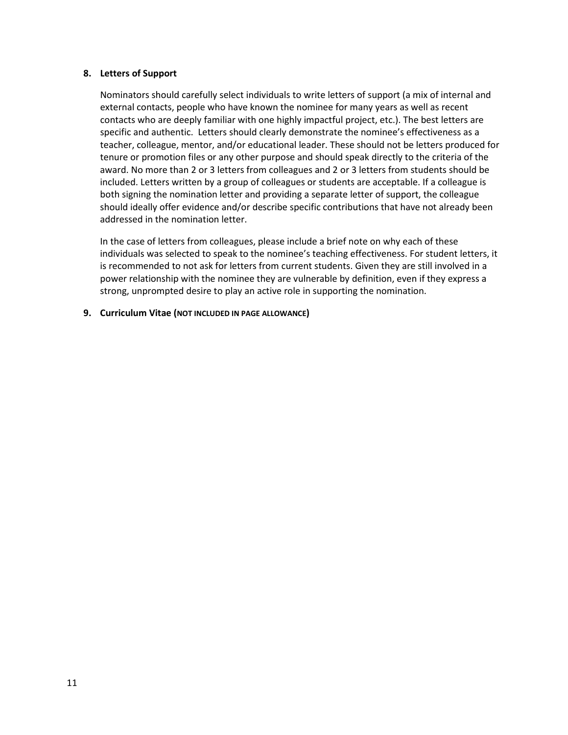### 8. Letters of Support

Nominators should carefully select individuals to write letters of support (a mix of internal and external contacts, people who have known the nominee for many years as well as recent contacts who are deeply familiar with one highly impactful project, etc.). The best letters are specific and authentic. Letters should clearly demonstrate the nominee's effectiveness as a teacher, colleague, mentor, and/or educational leader. These should not be letters produced for tenure or promotion files or any other purpose and should speak directly to the criteria of the award. No more than 2 or 3 letters from colleagues and 2 or 3 letters from students should be included. Letters written by a group of colleagues or students are acceptable. If a colleague is both signing the nomination letter and providing a separate letter of support, the colleague should ideally offer evidence and/or describe specific contributions that have not already been addressed in the nomination letter.

In the case of letters from colleagues, please include a brief note on why each of these individuals was selected to speak to the nominee's teaching effectiveness. For student letters, it is recommended to not ask for letters from current students. Given they are still involved in a power relationship with the nominee they are vulnerable by definition, even if they express a strong, unprompted desire to play an active role in supporting the nomination.

### 9. Curriculum Vitae (NOT INCLUDED IN PAGE ALLOWANCE)